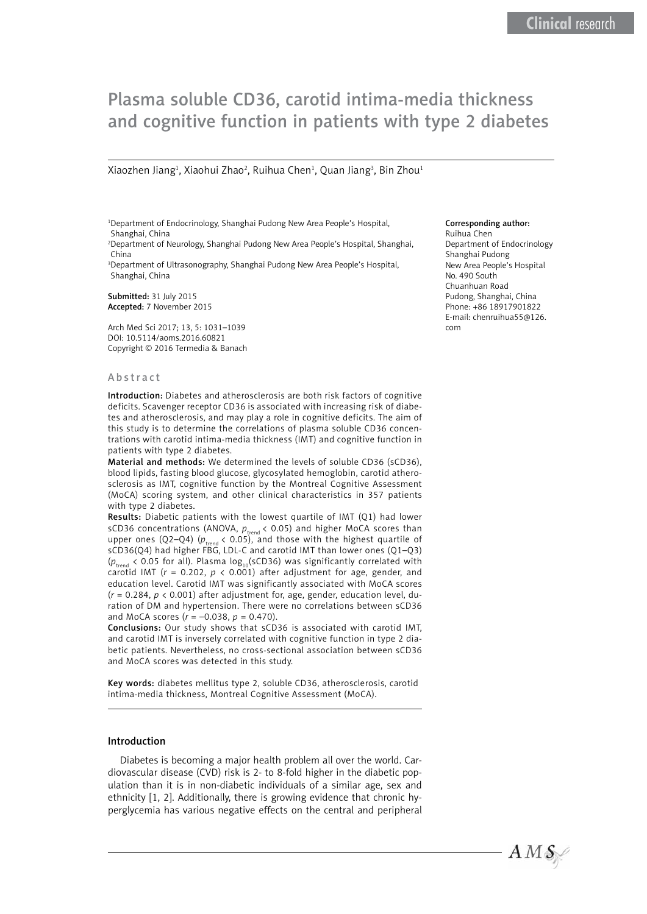# Plasma soluble CD36, carotid intima-media thickness and cognitive function in patients with type 2 diabetes

Xiaozhen Jiang[1], Xiaohui Zhao[2], Ruihua Chen[1], Quan Jiang[3], Bin Zhou[1]

[1]Department of Endocrinology, Shanghai Pudong New Area People's Hospital, Shanghai, China
[2]Department of Neurology, Shanghai Pudong New Area People's Hospital, Shanghai, China
[3]Department of Ultrasonography, Shanghai Pudong New Area People's Hospital, Shanghai, China

**Submitted:** 31 July 2015
**Accepted:** 7 November 2015

Arch Med Sci 2017; 13, 5: 1031–1039
DOI: 10.5114/aoms.2016.60821
Copyright © 2016 Termedia & Banach

**Corresponding author:**
Ruihua Chen
Department of Endocrinology
Shanghai Pudong
New Area People's Hospital
No. 490 South
Chuanhuan Road
Pudong, Shanghai, China
Phone: +86 18917901822
E-mail: chenruihua55@126.com

## Abstract

**Introduction:** Diabetes and atherosclerosis are both risk factors of cognitive deficits. Scavenger receptor CD36 is associated with increasing risk of diabetes and atherosclerosis, and may play a role in cognitive deficits. The aim of this study is to determine the correlations of plasma soluble CD36 concentrations with carotid intima-media thickness (IMT) and cognitive function in patients with type 2 diabetes.

**Material and methods:** We determined the levels of soluble CD36 (sCD36), blood lipids, fasting blood glucose, glycosylated hemoglobin, carotid atherosclerosis as IMT, cognitive function by the Montreal Cognitive Assessment (MoCA) scoring system, and other clinical characteristics in 357 patients with type 2 diabetes.

**Results:** Diabetic patients with the lowest quartile of IMT (Q1) had lower sCD36 concentrations (ANOVA, $p_{trend} < 0.05$) and higher MoCA scores than upper ones (Q2–Q4) ($p_{trend} < 0.05$), and those with the highest quartile of sCD36(Q4) had higher FBG, LDL-C and carotid IMT than lower ones (Q1–Q3) ($p_{trend} < 0.05$ for all). Plasma $\log_{10}$(sCD36) was significantly correlated with carotid IMT ($r = 0.202$, $p < 0.001$) after adjustment for age, gender, and education level. Carotid IMT was significantly associated with MoCA scores ($r = 0.284$, $p < 0.001$) after adjustment for, age, gender, education level, duration of DM and hypertension. There were no correlations between sCD36 and MoCA scores ($r = -0.038$, $p = 0.470$).

**Conclusions:** Our study shows that sCD36 is associated with carotid IMT, and carotid IMT is inversely correlated with cognitive function in type 2 diabetic patients. Nevertheless, no cross-sectional association between sCD36 and MoCA scores was detected in this study.

**Key words:** diabetes mellitus type 2, soluble CD36, atherosclerosis, carotid intima-media thickness, Montreal Cognitive Assessment (MoCA).

## Introduction

Diabetes is becoming a major health problem all over the world. Cardiovascular disease (CVD) risk is 2- to 8-fold higher in the diabetic population than it is in non-diabetic individuals of a similar age, sex and ethnicity [1, 2]. Additionally, there is growing evidence that chronic hyperglycemia has various negative effects on the central and peripheral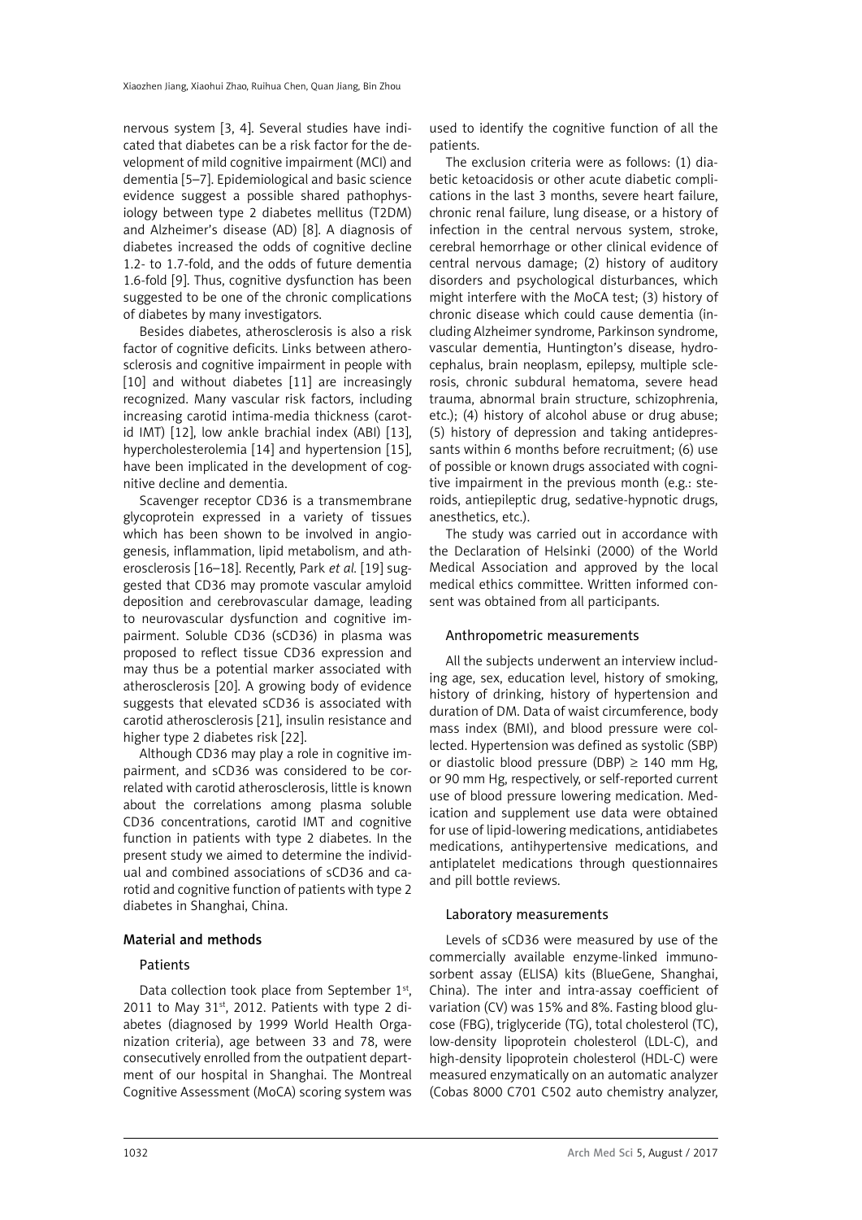nervous system [3, 4]. Several studies have indicated that diabetes can be a risk factor for the development of mild cognitive impairment (MCI) and dementia [5–7]. Epidemiological and basic science evidence suggest a possible shared pathophysiology between type 2 diabetes mellitus (T2DM) and Alzheimer's disease (AD) [8]. A diagnosis of diabetes increased the odds of cognitive decline 1.2- to 1.7-fold, and the odds of future dementia 1.6-fold [9]. Thus, cognitive dysfunction has been suggested to be one of the chronic complications of diabetes by many investigators.

Besides diabetes, atherosclerosis is also a risk factor of cognitive deficits. Links between atherosclerosis and cognitive impairment in people with [10] and without diabetes [11] are increasingly recognized. Many vascular risk factors, including increasing carotid intima-media thickness (carotid IMT) [12], low ankle brachial index (ABI) [13], hypercholesterolemia [14] and hypertension [15], have been implicated in the development of cognitive decline and dementia.

Scavenger receptor CD36 is a transmembrane glycoprotein expressed in a variety of tissues which has been shown to be involved in angiogenesis, inflammation, lipid metabolism, and atherosclerosis [16–18]. Recently, Park *et al.* [19] suggested that CD36 may promote vascular amyloid deposition and cerebrovascular damage, leading to neurovascular dysfunction and cognitive impairment. Soluble CD36 (sCD36) in plasma was proposed to reflect tissue CD36 expression and may thus be a potential marker associated with atherosclerosis [20]. A growing body of evidence suggests that elevated sCD36 is associated with carotid atherosclerosis [21], insulin resistance and higher type 2 diabetes risk [22].

Although CD36 may play a role in cognitive impairment, and sCD36 was considered to be correlated with carotid atherosclerosis, little is known about the correlations among plasma soluble CD36 concentrations, carotid IMT and cognitive function in patients with type 2 diabetes. In the present study we aimed to determine the individual and combined associations of sCD36 and carotid and cognitive function of patients with type 2 diabetes in Shanghai, China.

## Material and methods

### Patients

Data collection took place from September 1st, 2011 to May 31st, 2012. Patients with type 2 diabetes (diagnosed by 1999 World Health Organization criteria), age between 33 and 78, were consecutively enrolled from the outpatient department of our hospital in Shanghai. The Montreal Cognitive Assessment (MoCA) scoring system was used to identify the cognitive function of all the patients.

The exclusion criteria were as follows: (1) diabetic ketoacidosis or other acute diabetic complications in the last 3 months, severe heart failure, chronic renal failure, lung disease, or a history of infection in the central nervous system, stroke, cerebral hemorrhage or other clinical evidence of central nervous damage; (2) history of auditory disorders and psychological disturbances, which might interfere with the MoCA test; (3) history of chronic disease which could cause dementia (including Alzheimer syndrome, Parkinson syndrome, vascular dementia, Huntington's disease, hydrocephalus, brain neoplasm, epilepsy, multiple sclerosis, chronic subdural hematoma, severe head trauma, abnormal brain structure, schizophrenia, etc.); (4) history of alcohol abuse or drug abuse; (5) history of depression and taking antidepressants within 6 months before recruitment; (6) use of possible or known drugs associated with cognitive impairment in the previous month (e.g.: steroids, antiepileptic drug, sedative-hypnotic drugs, anesthetics, etc.).

The study was carried out in accordance with the Declaration of Helsinki (2000) of the World Medical Association and approved by the local medical ethics committee. Written informed consent was obtained from all participants.

### Anthropometric measurements

All the subjects underwent an interview including age, sex, education level, history of smoking, history of drinking, history of hypertension and duration of DM. Data of waist circumference, body mass index (BMI), and blood pressure were collected. Hypertension was defined as systolic (SBP) or diastolic blood pressure (DBP) $\geq$ 140 mm Hg, or 90 mm Hg, respectively, or self-reported current use of blood pressure lowering medication. Medication and supplement use data were obtained for use of lipid-lowering medications, antidiabetes medications, antihypertensive medications, and antiplatelet medications through questionnaires and pill bottle reviews.

### Laboratory measurements

Levels of sCD36 were measured by use of the commercially available enzyme-linked immunosorbent assay (ELISA) kits (BlueGene, Shanghai, China). The inter and intra-assay coefficient of variation (CV) was 15% and 8%. Fasting blood glucose (FBG), triglyceride (TG), total cholesterol (TC), low-density lipoprotein cholesterol (LDL-C), and high-density lipoprotein cholesterol (HDL-C) were measured enzymatically on an automatic analyzer (Cobas 8000 C701 C502 auto chemistry analyzer,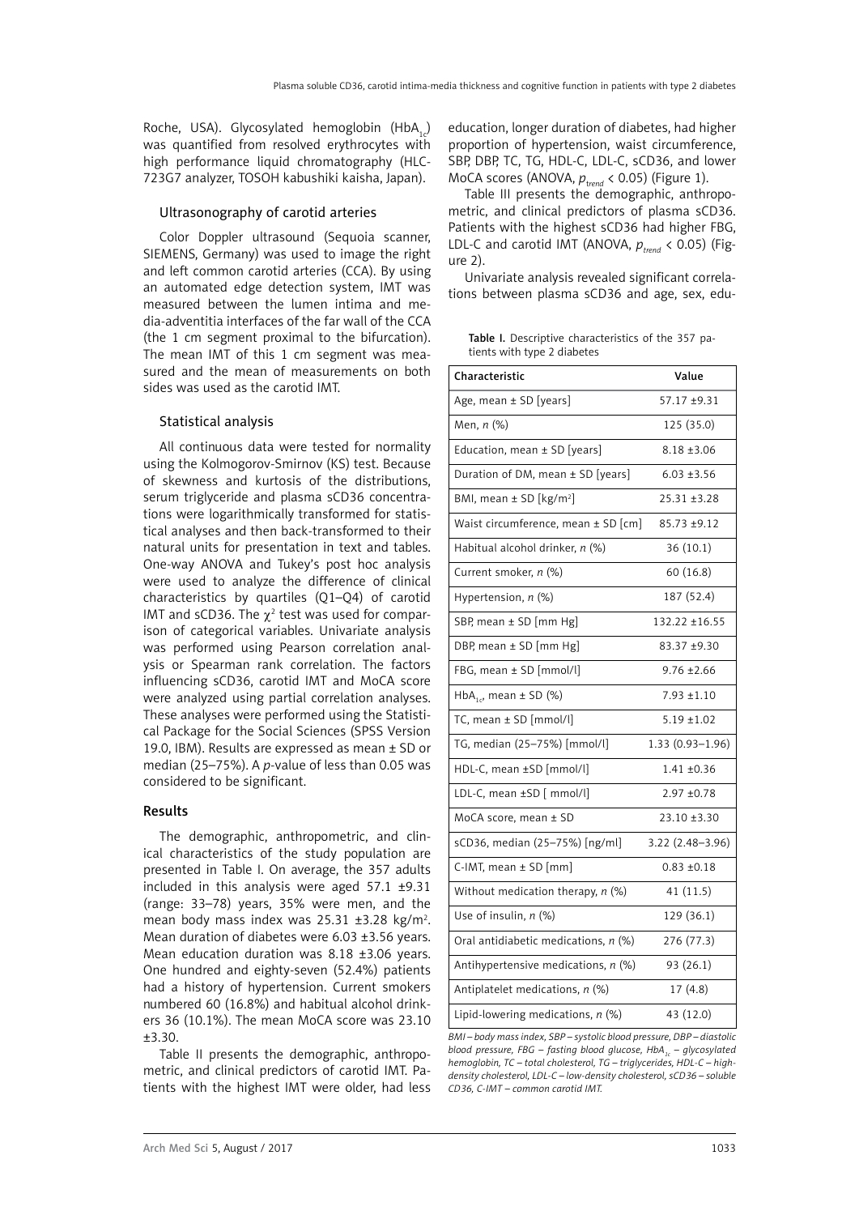Roche, USA). Glycosylated hemoglobin ($HbA_{1c}$) was quantified from resolved erythrocytes with high performance liquid chromatography (HLC-723G7 analyzer, TOSOH kabushiki kaisha, Japan).

### Ultrasonography of carotid arteries

Color Doppler ultrasound (Sequoia scanner, SIEMENS, Germany) was used to image the right and left common carotid arteries (CCA). By using an automated edge detection system, IMT was measured between the lumen intima and media-adventitia interfaces of the far wall of the CCA (the 1 cm segment proximal to the bifurcation). The mean IMT of this 1 cm segment was measured and the mean of measurements on both sides was used as the carotid IMT.

### Statistical analysis

All continuous data were tested for normality using the Kolmogorov-Smirnov (KS) test. Because of skewness and kurtosis of the distributions, serum triglyceride and plasma sCD36 concentrations were logarithmically transformed for statistical analyses and then back-transformed to their natural units for presentation in text and tables. One-way ANOVA and Tukey's post hoc analysis were used to analyze the difference of clinical characteristics by quartiles (Q1–Q4) of carotid IMT and sCD36. The $\chi^2$ test was used for comparison of categorical variables. Univariate analysis was performed using Pearson correlation analysis or Spearman rank correlation. The factors influencing sCD36, carotid IMT and MoCA score were analyzed using partial correlation analyses. These analyses were performed using the Statistical Package for the Social Sciences (SPSS Version 19.0, IBM). Results are expressed as mean ± SD or median (25–75%). A *p*-value of less than 0.05 was considered to be significant.

## Results

The demographic, anthropometric, and clinical characteristics of the study population are presented in Table I. On average, the 357 adults included in this analysis were aged 57.1 ±9.31 (range: 33–78) years, 35% were men, and the mean body mass index was 25.31 ±3.28 kg/m$^2$. Mean duration of diabetes were 6.03 ±3.56 years. Mean education duration was 8.18 ±3.06 years. One hundred and eighty-seven (52.4%) patients had a history of hypertension. Current smokers numbered 60 (16.8%) and habitual alcohol drinkers 36 (10.1%). The mean MoCA score was 23.10 ±3.30.

Table II presents the demographic, anthropometric, and clinical predictors of carotid IMT. Patients with the highest IMT were older, had less education, longer duration of diabetes, had higher proportion of hypertension, waist circumference, SBP, DBP, TC, TG, HDL-C, LDL-C, sCD36, and lower MoCA scores (ANOVA, $p_{trend} < 0.05$) (Figure 1).

Table III presents the demographic, anthropometric, and clinical predictors of plasma sCD36. Patients with the highest sCD36 had higher FBG, LDL-C and carotid IMT (ANOVA, $p_{trend} < 0.05$) (Figure 2).

Univariate analysis revealed significant correlations between plasma sCD36 and age, sex, edu-

**Table I.** Descriptive characteristics of the 357 patients with type 2 diabetes

| Characteristic | Value |
|---|---|
| Age, mean ± SD [years] | 57.17 ±9.31 |
| Men, *n* (%) | 125 (35.0) |
| Education, mean ± SD [years] | 8.18 ±3.06 |
| Duration of DM, mean ± SD [years] | 6.03 ±3.56 |
| BMI, mean ± SD [kg/m$^2$] | 25.31 ±3.28 |
| Waist circumference, mean ± SD [cm] | 85.73 ±9.12 |
| Habitual alcohol drinker, *n* (%) | 36 (10.1) |
| Current smoker, *n* (%) | 60 (16.8) |
| Hypertension, *n* (%) | 187 (52.4) |
| SBP, mean ± SD [mm Hg] | 132.22 ±16.55 |
| DBP, mean ± SD [mm Hg] | 83.37 ±9.30 |
| FBG, mean ± SD [mmol/l] | 9.76 ±2.66 |
| $HbA_{1c}$, mean ± SD (%) | 7.93 ±1.10 |
| TC, mean ± SD [mmol/l] | 5.19 ±1.02 |
| TG, median (25–75%) [mmol/l] | 1.33 (0.93–1.96) |
| HDL-C, mean ±SD [mmol/l] | 1.41 ±0.36 |
| LDL-C, mean ±SD [ mmol/l] | 2.97 ±0.78 |
| MoCA score, mean ± SD | 23.10 ±3.30 |
| sCD36, median (25–75%) [ng/ml] | 3.22 (2.48–3.96) |
| C-IMT, mean ± SD [mm] | 0.83 ±0.18 |
| Without medication therapy, *n* (%) | 41 (11.5) |
| Use of insulin, *n* (%) | 129 (36.1) |
| Oral antidiabetic medications, *n* (%) | 276 (77.3) |
| Antihypertensive medications, *n* (%) | 93 (26.1) |
| Antiplatelet medications, *n* (%) | 17 (4.8) |
| Lipid-lowering medications, *n* (%) | 43 (12.0) |

*BMI – body mass index, SBP – systolic blood pressure, DBP – diastolic blood pressure, FBG – fasting blood glucose, $HbA_{1c}$ – glycosylated hemoglobin, TC – total cholesterol, TG – triglycerides, HDL-C – high-density cholesterol, LDL-C – low-density cholesterol, sCD36 – soluble CD36, C-IMT – common carotid IMT.*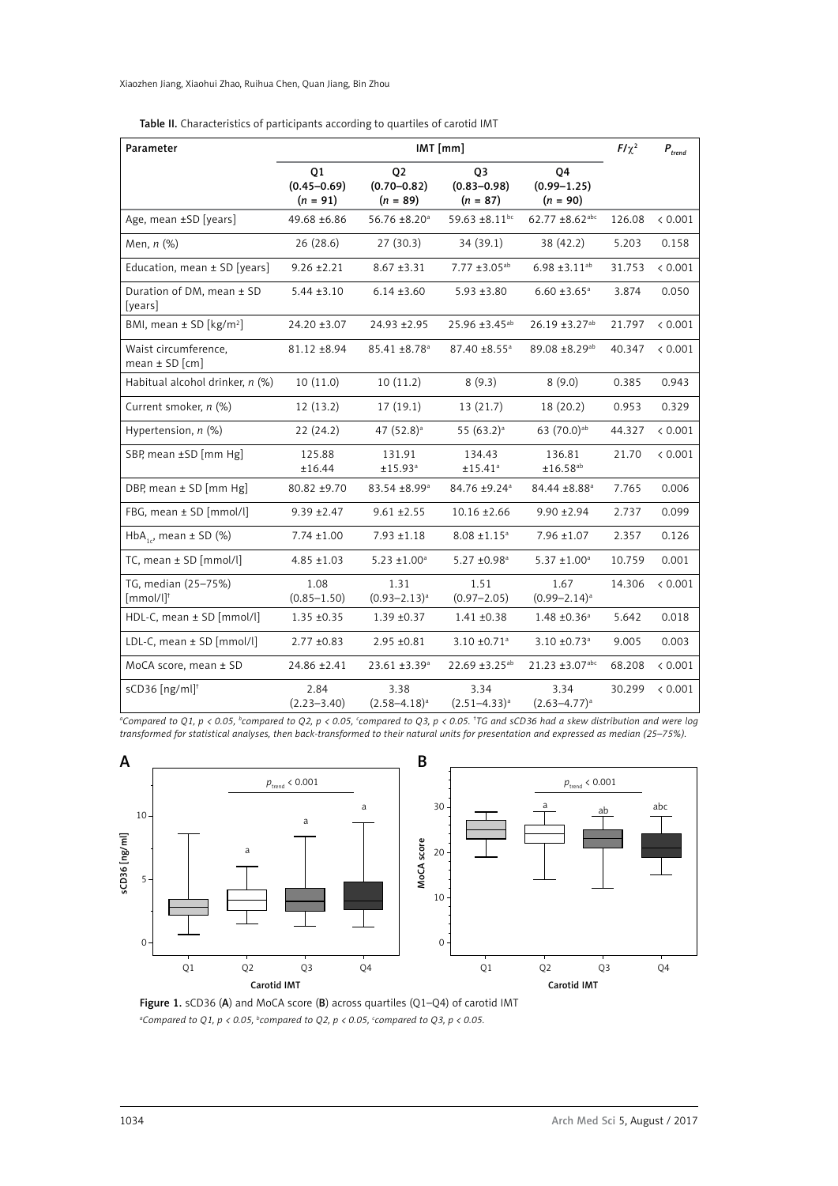**Table II.** Characteristics of participants according to quartiles of carotid IMT

| Parameter | IMT [mm] | | | | $F/\chi^2$ | $P_{trend}$ |
|---|---|---|---|---|---|---|
| | Q1 (0.45–0.69) (n = 91) | Q2 (0.70–0.82) (n = 89) | Q3 (0.83–0.98) (n = 87) | Q4 (0.99–1.25) (n = 90) | | |
| Age, mean ±SD [years] | 49.68 ±6.86 | 56.76 ±8.20[a] | 59.63 ±8.11[bc] | 62.77 ±8.62[abc] | 126.08 | < 0.001 |
| Men, n (%) | 26 (28.6) | 27 (30.3) | 34 (39.1) | 38 (42.2) | 5.203 | 0.158 |
| Education, mean ± SD [years] | 9.26 ±2.21 | 8.67 ±3.31 | 7.77 ±3.05[ab] | 6.98 ±3.11[ab] | 31.753 | < 0.001 |
| Duration of DM, mean ± SD [years] | 5.44 ±3.10 | 6.14 ±3.60 | 5.93 ±3.80 | 6.60 ±3.65[a] | 3.874 | 0.050 |
| BMI, mean ± SD [kg/m²] | 24.20 ±3.07 | 24.93 ±2.95 | 25.96 ±3.45[ab] | 26.19 ±3.27[ab] | 21.797 | < 0.001 |
| Waist circumference, mean ± SD [cm] | 81.12 ±8.94 | 85.41 ±8.78[a] | 87.40 ±8.55[a] | 89.08 ±8.29[ab] | 40.347 | < 0.001 |
| Habitual alcohol drinker, n (%) | 10 (11.0) | 10 (11.2) | 8 (9.3) | 8 (9.0) | 0.385 | 0.943 |
| Current smoker, n (%) | 12 (13.2) | 17 (19.1) | 13 (21.7) | 18 (20.2) | 0.953 | 0.329 |
| Hypertension, n (%) | 22 (24.2) | 47 (52.8)[a] | 55 (63.2)[a] | 63 (70.0)[ab] | 44.327 | < 0.001 |
| SBP, mean ±SD [mm Hg] | 125.88 ±16.44 | 131.91 ±15.93[a] | 134.43 ±15.41[a] | 136.81 ±16.58[ab] | 21.70 | < 0.001 |
| DBP, mean ± SD [mm Hg] | 80.82 ±9.70 | 83.54 ±8.99[a] | 84.76 ±9.24[a] | 84.44 ±8.88[a] | 7.765 | 0.006 |
| FBG, mean ± SD [mmol/l] | 9.39 ±2.47 | 9.61 ±2.55 | 10.16 ±2.66 | 9.90 ±2.94 | 2.737 | 0.099 |
| $HbA_{1c}$, mean ± SD (%) | 7.74 ±1.00 | 7.93 ±1.18 | 8.08 ±1.15[a] | 7.96 ±1.07 | 2.357 | 0.126 |
| TC, mean ± SD [mmol/l] | 4.85 ±1.03 | 5.23 ±1.00[a] | 5.27 ±0.98[a] | 5.37 ±1.00[a] | 10.759 | 0.001 |
| TG, median (25–75%) [mmol/l][†] | 1.08 (0.85–1.50) | 1.31 (0.93–2.13)[a] | 1.51 (0.97–2.05) | 1.67 (0.99–2.14)[a] | 14.306 | < 0.001 |
| HDL-C, mean ± SD [mmol/l] | 1.35 ±0.35 | 1.39 ±0.37 | 1.41 ±0.38 | 1.48 ±0.36[a] | 5.642 | 0.018 |
| LDL-C, mean ± SD [mmol/l] | 2.77 ±0.83 | 2.95 ±0.81 | 3.10 ±0.71[a] | 3.10 ±0.73[a] | 9.005 | 0.003 |
| MoCA score, mean ± SD | 24.86 ±2.41 | 23.61 ±3.39[a] | 22.69 ±3.25[ab] | 21.23 ±3.07[abc] | 68.208 | < 0.001 |
| sCD36 [ng/ml][†] | 2.84 (2.23–3.40) | 3.38 (2.58–4.18)[a] | 3.34 (2.51–4.33)[a] | 3.34 (2.63–4.77)[a] | 30.299 | < 0.001 |

*[a]Compared to Q1, p < 0.05, [b]compared to Q2, p < 0.05, [c]compared to Q3, p < 0.05. [†]TG and sCD36 had a skew distribution and were log transformed for statistical analyses, then back-transformed to their natural units for presentation and expressed as median (25–75%).*

**Figure 1.** sCD36 (**A**) and MoCA score (**B**) across quartiles (Q1–Q4) of carotid IMT

*[a]Compared to Q1, p < 0.05, [b]compared to Q2, p < 0.05, [c]compared to Q3, p < 0.05.*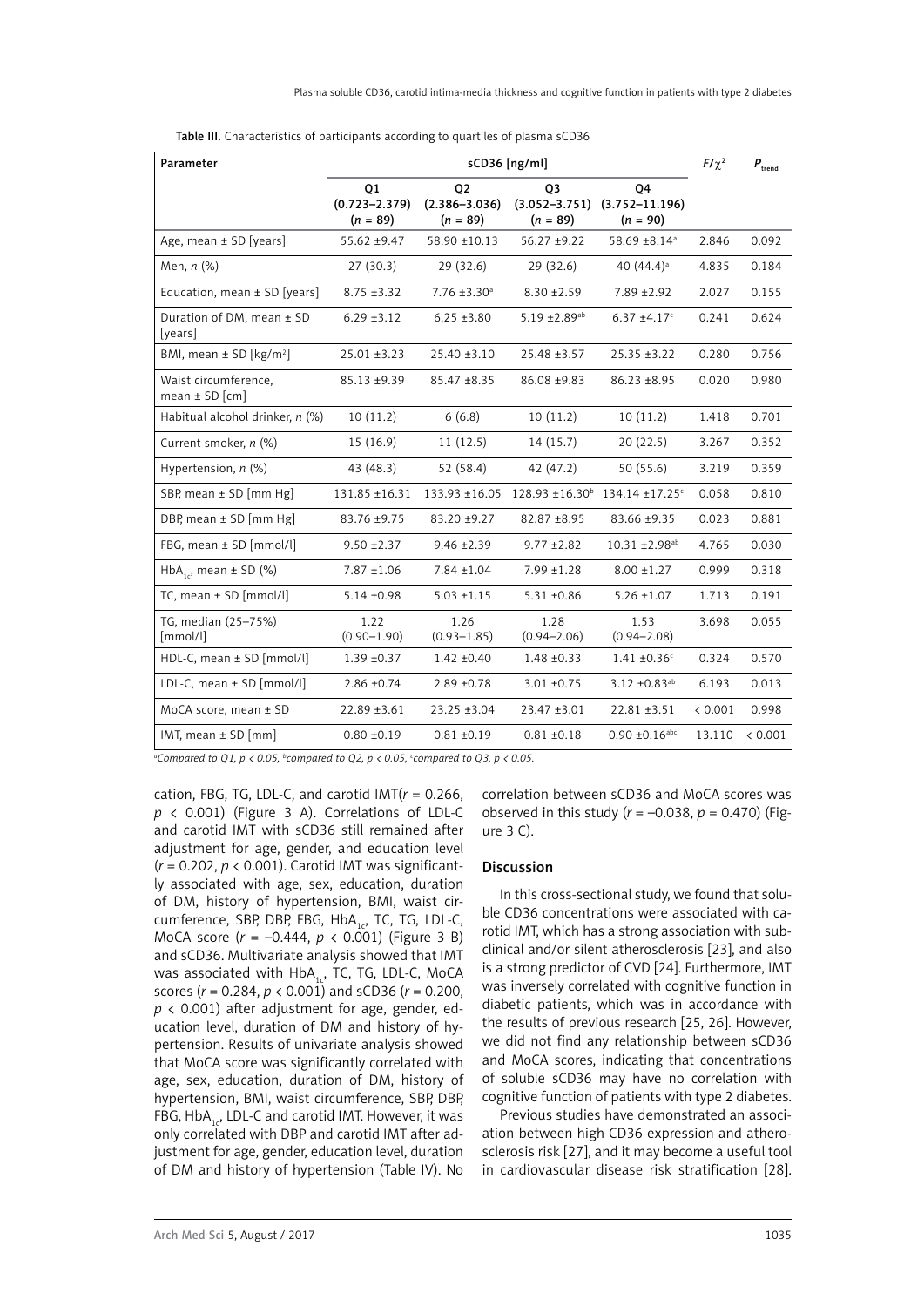**Table III.** Characteristics of participants according to quartiles of plasma sCD36

| Parameter | sCD36 [ng/ml] | | | | $F/\chi^2$ | $P_{trend}$ |
|---|---|---|---|---|---|---|
| | Q1 (0.723–2.379) (n = 89) | Q2 (2.386–3.036) (n = 89) | Q3 (3.052–3.751) (n = 89) | Q4 (3.752–11.196) (n = 90) | | |
| Age, mean ± SD [years] | 55.62 ±9.47 | 58.90 ±10.13 | 56.27 ±9.22 | 58.69 ±8.14[a] | 2.846 | 0.092 |
| Men, n (%) | 27 (30.3) | 29 (32.6) | 29 (32.6) | 40 (44.4)[a] | 4.835 | 0.184 |
| Education, mean ± SD [years] | 8.75 ±3.32 | 7.76 ±3.30[a] | 8.30 ±2.59 | 7.89 ±2.92 | 2.027 | 0.155 |
| Duration of DM, mean ± SD [years] | 6.29 ±3.12 | 6.25 ±3.80 | 5.19 ±2.89[ab] | 6.37 ±4.17[c] | 0.241 | 0.624 |
| BMI, mean ± SD [kg/m²] | 25.01 ±3.23 | 25.40 ±3.10 | 25.48 ±3.57 | 25.35 ±3.22 | 0.280 | 0.756 |
| Waist circumference, mean ± SD [cm] | 85.13 ±9.39 | 85.47 ±8.35 | 86.08 ±9.83 | 86.23 ±8.95 | 0.020 | 0.980 |
| Habitual alcohol drinker, n (%) | 10 (11.2) | 6 (6.8) | 10 (11.2) | 10 (11.2) | 1.418 | 0.701 |
| Current smoker, n (%) | 15 (16.9) | 11 (12.5) | 14 (15.7) | 20 (22.5) | 3.267 | 0.352 |
| Hypertension, n (%) | 43 (48.3) | 52 (58.4) | 42 (47.2) | 50 (55.6) | 3.219 | 0.359 |
| SBP, mean ± SD [mm Hg] | 131.85 ±16.31 | 133.93 ±16.05 | 128.93 ±16.30[b] | 134.14 ±17.25[c] | 0.058 | 0.810 |
| DBP, mean ± SD [mm Hg] | 83.76 ±9.75 | 83.20 ±9.27 | 82.87 ±8.95 | 83.66 ±9.35 | 0.023 | 0.881 |
| FBG, mean ± SD [mmol/l] | 9.50 ±2.37 | 9.46 ±2.39 | 9.77 ±2.82 | 10.31 ±2.98[ab] | 4.765 | 0.030 |
| $HbA_{1c}$, mean ± SD (%) | 7.87 ±1.06 | 7.84 ±1.04 | 7.99 ±1.28 | 8.00 ±1.27 | 0.999 | 0.318 |
| TC, mean ± SD [mmol/l] | 5.14 ±0.98 | 5.03 ±1.15 | 5.31 ±0.86 | 5.26 ±1.07 | 1.713 | 0.191 |
| TG, median (25–75%) [mmol/l] | 1.22 (0.90–1.90) | 1.26 (0.93–1.85) | 1.28 (0.94–2.06) | 1.53 (0.94–2.08) | 3.698 | 0.055 |
| HDL-C, mean ± SD [mmol/l] | 1.39 ±0.37 | 1.42 ±0.40 | 1.48 ±0.33 | 1.41 ±0.36[c] | 0.324 | 0.570 |
| LDL-C, mean ± SD [mmol/l] | 2.86 ±0.74 | 2.89 ±0.78 | 3.01 ±0.75 | 3.12 ±0.83[ab] | 6.193 | 0.013 |
| MoCA score, mean ± SD | 22.89 ±3.61 | 23.25 ±3.04 | 23.47 ±3.01 | 22.81 ±3.51 | < 0.001 | 0.998 |
| IMT, mean ± SD [mm] | 0.80 ±0.19 | 0.81 ±0.19 | 0.81 ±0.18 | 0.90 ±0.16[abc] | 13.110 | < 0.001 |

*[a]Compared to Q1, p < 0.05, [b]compared to Q2, p < 0.05, [c]compared to Q3, p < 0.05.*

cation, FBG, TG, LDL-C, and carotid IMT($r = 0.266$, $p < 0.001$) (Figure 3 A). Correlations of LDL-C and carotid IMT with sCD36 still remained after adjustment for age, gender, and education level ($r = 0.202$, $p < 0.001$). Carotid IMT was significantly associated with age, sex, education, duration of DM, history of hypertension, BMI, waist circumference, SBP, DBP, FBG, $HbA_{1c}$, TC, TG, LDL-C, MoCA score ($r = -0.444$, $p < 0.001$) (Figure 3 B) and sCD36. Multivariate analysis showed that IMT was associated with $HbA_{1c}$, TC, TG, LDL-C, MoCA scores ($r = 0.284$, $p < 0.001$) and sCD36 ($r = 0.200$, $p < 0.001$) after adjustment for age, gender, education level, duration of DM and history of hypertension. Results of univariate analysis showed that MoCA score was significantly correlated with age, sex, education, duration of DM, history of hypertension, BMI, waist circumference, SBP, DBP, FBG, $HbA_{1c}$, LDL-C and carotid IMT. However, it was only correlated with DBP and carotid IMT after adjustment for age, gender, education level, duration of DM and history of hypertension (Table IV). No correlation between sCD36 and MoCA scores was observed in this study ($r = -0.038$, $p = 0.470$) (Figure 3 C).

## Discussion

In this cross-sectional study, we found that soluble CD36 concentrations were associated with carotid IMT, which has a strong association with subclinical and/or silent atherosclerosis [23], and also is a strong predictor of CVD [24]. Furthermore, IMT was inversely correlated with cognitive function in diabetic patients, which was in accordance with the results of previous research [25, 26]. However, we did not find any relationship between sCD36 and MoCA scores, indicating that concentrations of soluble sCD36 may have no correlation with cognitive function of patients with type 2 diabetes.

Previous studies have demonstrated an association between high CD36 expression and atherosclerosis risk [27], and it may become a useful tool in cardiovascular disease risk stratification [28].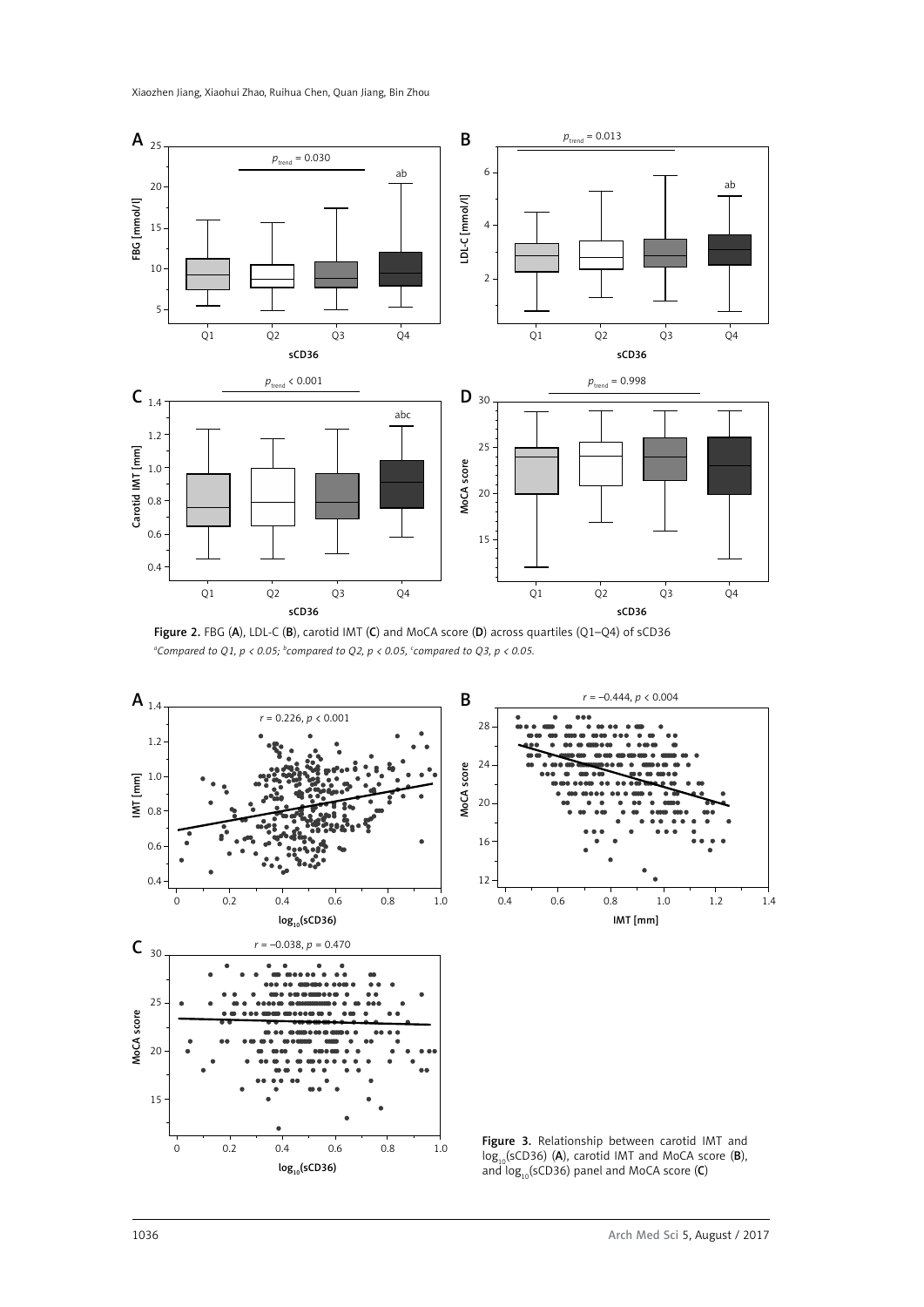Figure 2. FBG (A), LDL-C (B), carotid IMT (C) and MoCA score (D) across quartiles (Q1–Q4) of sCD36

[a]Compared to Q1, $p < 0.05$; [b]compared to Q2, $p < 0.05$, [c]compared to Q3, $p < 0.05$.

Figure 3. Relationship between carotid IMT and $\log_{10}$(sCD36) (A), carotid IMT and MoCA score (B), and $\log_{10}$(sCD36) panel and MoCA score (C)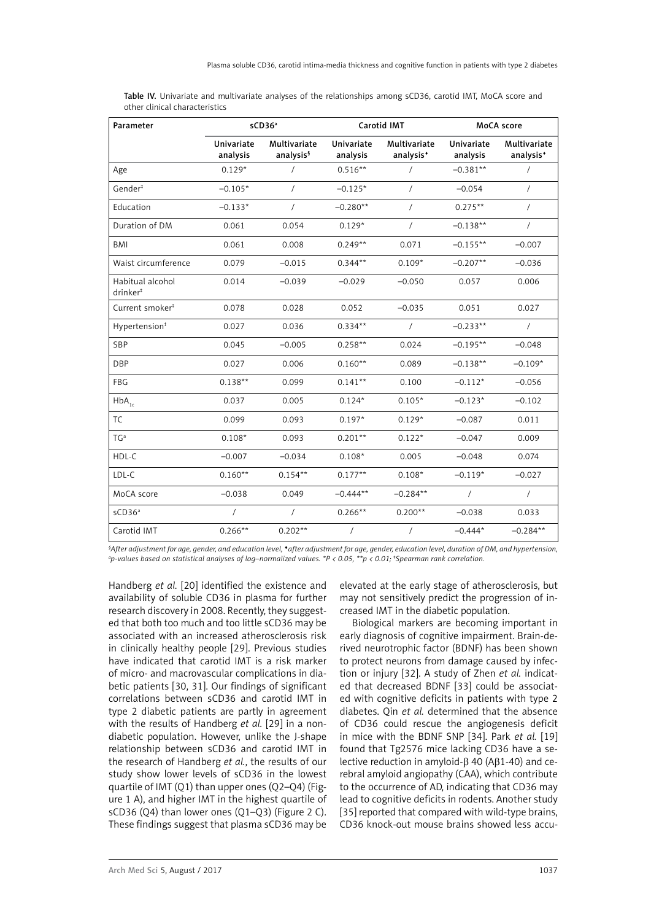**Table IV.** Univariate and multivariate analyses of the relationships among sCD36, carotid IMT, MoCA score and other clinical characteristics

| Parameter | sCD36[a] | | Carotid IMT | | MoCA score | |
|---|---|---|---|---|---|---|
| | Univariate analysis | Multivariate analysis[§] | Univariate analysis | Multivariate analysis[♦] | Univariate analysis | Multivariate analysis[♦] |
| Age | 0.129* | / | 0.516** | / | –0.381** | / |
| Gender[‡] | –0.105* | / | –0.125* | / | –0.054 | / |
| Education | –0.133* | / | –0.280** | / | 0.275** | / |
| Duration of DM | 0.061 | 0.054 | 0.129* | / | –0.138** | / |
| BMI | 0.061 | 0.008 | 0.249** | 0.071 | –0.155** | –0.007 |
| Waist circumference | 0.079 | –0.015 | 0.344** | 0.109* | –0.207** | –0.036 |
| Habitual alcohol drinker[‡] | 0.014 | –0.039 | –0.029 | –0.050 | 0.057 | 0.006 |
| Current smoker[‡] | 0.078 | 0.028 | 0.052 | –0.035 | 0.051 | 0.027 |
| Hypertension[‡] | 0.027 | 0.036 | 0.334** | / | –0.233** | / |
| SBP | 0.045 | –0.005 | 0.258** | 0.024 | –0.195** | –0.048 |
| DBP | 0.027 | 0.006 | 0.160** | 0.089 | –0.138** | –0.109* |
| FBG | 0.138** | 0.099 | 0.141** | 0.100 | –0.112* | –0.056 |
| $HbA_{1c}$ | 0.037 | 0.005 | 0.124* | 0.105* | –0.123* | –0.102 |
| TC | 0.099 | 0.093 | 0.197* | 0.129* | –0.087 | 0.011 |
| TG[a] | 0.108* | 0.093 | 0.201** | 0.122* | –0.047 | 0.009 |
| HDL-C | –0.007 | –0.034 | 0.108* | 0.005 | –0.048 | 0.074 |
| LDL-C | 0.160** | 0.154** | 0.177** | 0.108* | –0.119* | –0.027 |
| MoCA score | –0.038 | 0.049 | –0.444** | –0.284** | / | / |
| sCD36[a] | / | / | 0.266** | 0.200** | –0.038 | 0.033 |
| Carotid IMT | 0.266** | 0.202** | / | / | –0.444* | –0.284** |

*[§]After adjustment for age, gender, and education level, [♦]after adjustment for age, gender, education level, duration of DM, and hypertension, [a]p-values based on statistical analyses of log–normalized values. \*P < 0.05, \*\*p < 0.01; [‡]Spearman rank correlation.*

Handberg *et al.* [20] identified the existence and availability of soluble CD36 in plasma for further research discovery in 2008. Recently, they suggested that both too much and too little sCD36 may be associated with an increased atherosclerosis risk in clinically healthy people [29]. Previous studies have indicated that carotid IMT is a risk marker of micro- and macrovascular complications in diabetic patients [30, 31]. Our findings of significant correlations between sCD36 and carotid IMT in type 2 diabetic patients are partly in agreement with the results of Handberg *et al.* [29] in a non-diabetic population. However, unlike the J-shape relationship between sCD36 and carotid IMT in the research of Handberg *et al.*, the results of our study show lower levels of sCD36 in the lowest quartile of IMT (Q1) than upper ones (Q2–Q4) (Figure 1 A), and higher IMT in the highest quartile of sCD36 (Q4) than lower ones (Q1–Q3) (Figure 2 C). These findings suggest that plasma sCD36 may be elevated at the early stage of atherosclerosis, but may not sensitively predict the progression of increased IMT in the diabetic population.

Biological markers are becoming important in early diagnosis of cognitive impairment. Brain-derived neurotrophic factor (BDNF) has been shown to protect neurons from damage caused by infection or injury [32]. A study of Zhen *et al.* indicated that decreased BDNF [33] could be associated with cognitive deficits in patients with type 2 diabetes. Qin *et al.* determined that the absence of CD36 could rescue the angiogenesis deficit in mice with the BDNF SNP [34]. Park *et al.* [19] found that Tg2576 mice lacking CD36 have a selective reduction in amyloid-β 40 (Aβ1-40) and cerebral amyloid angiopathy (CAA), which contribute to the occurrence of AD, indicating that CD36 may lead to cognitive deficits in rodents. Another study [35] reported that compared with wild-type brains, CD36 knock-out mouse brains showed less accu-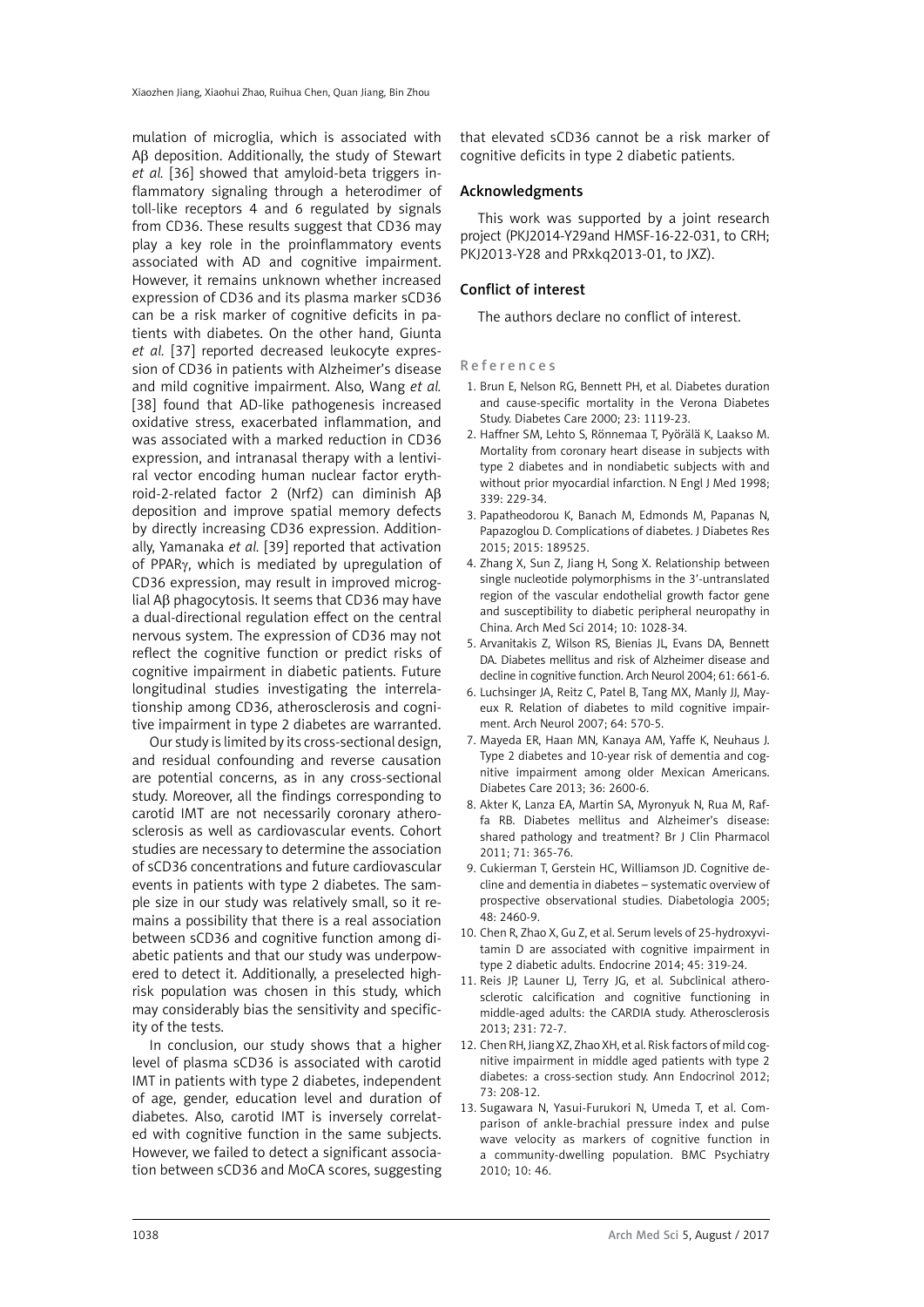mulation of microglia, which is associated with Aβ deposition. Additionally, the study of Stewart *et al.* [36] showed that amyloid-beta triggers inflammatory signaling through a heterodimer of toll-like receptors 4 and 6 regulated by signals from CD36. These results suggest that CD36 may play a key role in the proinflammatory events associated with AD and cognitive impairment. However, it remains unknown whether increased expression of CD36 and its plasma marker sCD36 can be a risk marker of cognitive deficits in patients with diabetes. On the other hand, Giunta *et al.* [37] reported decreased leukocyte expression of CD36 in patients with Alzheimer's disease and mild cognitive impairment. Also, Wang *et al.* [38] found that AD-like pathogenesis increased oxidative stress, exacerbated inflammation, and was associated with a marked reduction in CD36 expression, and intranasal therapy with a lentiviral vector encoding human nuclear factor erythroid-2-related factor 2 (Nrf2) can diminish Aβ deposition and improve spatial memory defects by directly increasing CD36 expression. Additionally, Yamanaka *et al.* [39] reported that activation of PPARγ, which is mediated by upregulation of CD36 expression, may result in improved microglial Aβ phagocytosis. It seems that CD36 may have a dual-directional regulation effect on the central nervous system. The expression of CD36 may not reflect the cognitive function or predict risks of cognitive impairment in diabetic patients. Future longitudinal studies investigating the interrelationship among CD36, atherosclerosis and cognitive impairment in type 2 diabetes are warranted.

Our study is limited by its cross-sectional design, and residual confounding and reverse causation are potential concerns, as in any cross-sectional study. Moreover, all the findings corresponding to carotid IMT are not necessarily coronary atherosclerosis as well as cardiovascular events. Cohort studies are necessary to determine the association of sCD36 concentrations and future cardiovascular events in patients with type 2 diabetes. The sample size in our study was relatively small, so it remains a possibility that there is a real association between sCD36 and cognitive function among diabetic patients and that our study was underpowered to detect it. Additionally, a preselected high-risk population was chosen in this study, which may considerably bias the sensitivity and specificity of the tests.

In conclusion, our study shows that a higher level of plasma sCD36 is associated with carotid IMT in patients with type 2 diabetes, independent of age, gender, education level and duration of diabetes. Also, carotid IMT is inversely correlated with cognitive function in the same subjects. However, we failed to detect a significant association between sCD36 and MoCA scores, suggesting that elevated sCD36 cannot be a risk marker of cognitive deficits in type 2 diabetic patients.

## Acknowledgments

This work was supported by a joint research project (PKJ2014-Y29and HMSF-16-22-031, to CRH; PKJ2013-Y28 and PRxkq2013-01, to JXZ).

## Conflict of interest

The authors declare no conflict of interest.

## References

1. Brun E, Nelson RG, Bennett PH, et al. Diabetes duration and cause-specific mortality in the Verona Diabetes Study. Diabetes Care 2000; 23: 1119-23.
2. Haffner SM, Lehto S, Rönnemaa T, Pyörälä K, Laakso M. Mortality from coronary heart disease in subjects with type 2 diabetes and in nondiabetic subjects with and without prior myocardial infarction. N Engl J Med 1998; 339: 229-34.
3. Papatheodorou K, Banach M, Edmonds M, Papanas N, Papazoglou D. Complications of diabetes. J Diabetes Res 2015; 2015: 189525.
4. Zhang X, Sun Z, Jiang H, Song X. Relationship between single nucleotide polymorphisms in the 3'-untranslated region of the vascular endothelial growth factor gene and susceptibility to diabetic peripheral neuropathy in China. Arch Med Sci 2014; 10: 1028-34.
5. Arvanitakis Z, Wilson RS, Bienias JL, Evans DA, Bennett DA. Diabetes mellitus and risk of Alzheimer disease and decline in cognitive function. Arch Neurol 2004; 61: 661-6.
6. Luchsinger JA, Reitz C, Patel B, Tang MX, Manly JJ, Mayeux R. Relation of diabetes to mild cognitive impairment. Arch Neurol 2007; 64: 570-5.
7. Mayeda ER, Haan MN, Kanaya AM, Yaffe K, Neuhaus J. Type 2 diabetes and 10-year risk of dementia and cognitive impairment among older Mexican Americans. Diabetes Care 2013; 36: 2600-6.
8. Akter K, Lanza EA, Martin SA, Myronyuk N, Rua M, Raffa RB. Diabetes mellitus and Alzheimer's disease: shared pathology and treatment? Br J Clin Pharmacol 2011; 71: 365-76.
9. Cukierman T, Gerstein HC, Williamson JD. Cognitive decline and dementia in diabetes – systematic overview of prospective observational studies. Diabetologia 2005; 48: 2460-9.
10. Chen R, Zhao X, Gu Z, et al. Serum levels of 25-hydroxyvitamin D are associated with cognitive impairment in type 2 diabetic adults. Endocrine 2014; 45: 319-24.
11. Reis JP, Launer LJ, Terry JG, et al. Subclinical atherosclerotic calcification and cognitive functioning in middle-aged adults: the CARDIA study. Atherosclerosis 2013; 231: 72-7.
12. Chen RH, Jiang XZ, Zhao XH, et al. Risk factors of mild cognitive impairment in middle aged patients with type 2 diabetes: a cross-section study. Ann Endocrinol 2012; 73: 208-12.
13. Sugawara N, Yasui-Furukori N, Umeda T, et al. Comparison of ankle-brachial pressure index and pulse wave velocity as markers of cognitive function in a community-dwelling population. BMC Psychiatry 2010; 10: 46.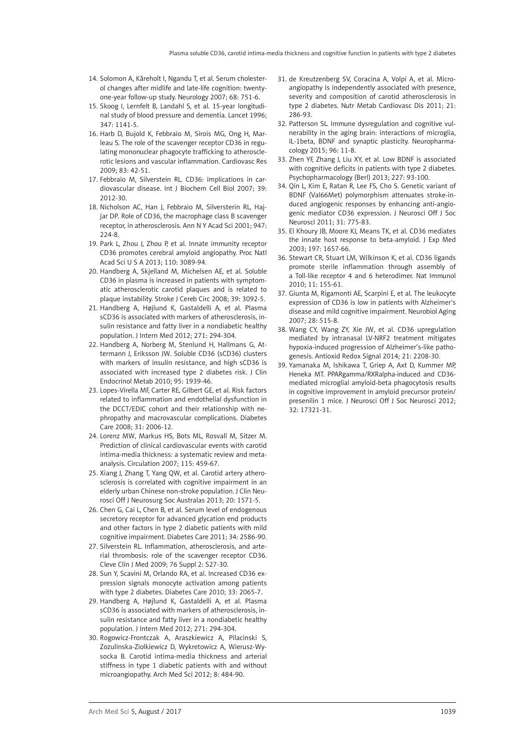14. Solomon A, Kåreholt I, Ngandu T, et al. Serum cholesterol changes after midlife and late-life cognition: twenty-one-year follow-up study. Neurology 2007; 68: 751-6.
15. Skoog I, Lernfelt B, Landahl S, et al. 15-year longitudinal study of blood pressure and dementia. Lancet 1996; 347: 1141-5.
16. Harb D, Bujold K, Febbraio M, Sirois MG, Ong H, Marleau S. The role of the scavenger receptor CD36 in regulating mononuclear phagocyte trafficking to atherosclerotic lesions and vascular inflammation. Cardiovasc Res 2009; 83: 42-51.
17. Febbraio M, Silverstein RL. CD36: implications in cardiovascular disease. Int J Biochem Cell Biol 2007; 39: 2012-30.
18. Nicholson AC, Han J, Febbraio M, Silversterin RL, Hajjar DP. Role of CD36, the macrophage class B scavenger receptor, in atherosclerosis. Ann N Y Acad Sci 2001; 947: 224-8.
19. Park L, Zhou J, Zhou P, et al. Innate immunity receptor CD36 promotes cerebral amyloid angiopathy. Proc Natl Acad Sci U S A 2013; 110: 3089-94.
20. Handberg A, Skjelland M, Michelsen AE, et al. Soluble CD36 in plasma is increased in patients with symptomatic atherosclerotic carotid plaques and is related to plaque instability. Stroke J Cereb Circ 2008; 39: 3092-5.
21. Handberg A, Højlund K, Gastaldelli A, et al. Plasma sCD36 is associated with markers of atherosclerosis, insulin resistance and fatty liver in a nondiabetic healthy population. J Intern Med 2012; 271: 294-304.
22. Handberg A, Norberg M, Stenlund H, Hallmans G, Attermann J, Eriksson JW. Soluble CD36 (sCD36) clusters with markers of insulin resistance, and high sCD36 is associated with increased type 2 diabetes risk. J Clin Endocrinol Metab 2010; 95: 1939-46.
23. Lopes-Virella MF, Carter RE, Gilbert GE, et al. Risk factors related to inflammation and endothelial dysfunction in the DCCT/EDIC cohort and their relationship with nephropathy and macrovascular complications. Diabetes Care 2008; 31: 2006-12.
24. Lorenz MW, Markus HS, Bots ML, Rosvall M, Sitzer M. Prediction of clinical cardiovascular events with carotid intima-media thickness: a systematic review and meta-analysis. Circulation 2007; 115: 459-67.
25. Xiang J, Zhang T, Yang QW, et al. Carotid artery atherosclerosis is correlated with cognitive impairment in an elderly urban Chinese non-stroke population. J Clin Neurosci Off J Neurosurg Soc Australas 2013; 20: 1571-5.
26. Chen G, Cai L, Chen B, et al. Serum level of endogenous secretory receptor for advanced glycation end products and other factors in type 2 diabetic patients with mild cognitive impairment. Diabetes Care 2011; 34: 2586-90.
27. Silverstein RL. Inflammation, atherosclerosis, and arterial thrombosis: role of the scavenger receptor CD36. Cleve Clin J Med 2009; 76 Suppl 2: S27-30.
28. Sun Y, Scavini M, Orlando RA, et al. Increased CD36 expression signals monocyte activation among patients with type 2 diabetes. Diabetes Care 2010; 33: 2065-7.
29. Handberg A, Højlund K, Gastaldelli A, et al. Plasma sCD36 is associated with markers of atherosclerosis, insulin resistance and fatty liver in a nondiabetic healthy population. J Intern Med 2012; 271: 294-304.
30. Rogowicz-Frontczak A, Araszkiewicz A, Pilacinski S, Zozulinska-Ziolkiewicz D, Wykretowicz A, Wierusz-Wysocka B. Carotid intima-media thickness and arterial stiffness in type 1 diabetic patients with and without microangiopathy. Arch Med Sci 2012; 8: 484-90.
31. de Kreutzenberg SV, Coracina A, Volpi A, et al. Microangiopathy is independently associated with presence, severity and composition of carotid atherosclerosis in type 2 diabetes. Nutr Metab Cardiovasc Dis 2011; 21: 286-93.
32. Patterson SL. Immune dysregulation and cognitive vulnerability in the aging brain: interactions of microglia, IL-1beta, BDNF and synaptic plasticity. Neuropharmacology 2015; 96: 11-8.
33. Zhen YF, Zhang J, Liu XY, et al. Low BDNF is associated with cognitive deficits in patients with type 2 diabetes. Psychopharmacology (Berl) 2013; 227: 93-100.
34. Qin L, Kim E, Ratan R, Lee FS, Cho S. Genetic variant of BDNF (Val66Met) polymorphism attenuates stroke-induced angiogenic responses by enhancing anti-angiogenic mediator CD36 expression. J Neurosci Off J Soc Neurosci 2011; 31: 775-83.
35. El Khoury JB, Moore KJ, Means TK, et al. CD36 mediates the innate host response to beta-amyloid. J Exp Med 2003; 197: 1657-66.
36. Stewart CR, Stuart LM, Wilkinson K, et al. CD36 ligands promote sterile inflammation through assembly of a Toll-like receptor 4 and 6 heterodimer. Nat Immunol 2010; 11: 155-61.
37. Giunta M, Rigamonti AE, Scarpini E, et al. The leukocyte expression of CD36 is low in patients with Alzheimer's disease and mild cognitive impairment. Neurobiol Aging 2007; 28: 515-8.
38. Wang CY, Wang ZY, Xie JW, et al. CD36 upregulation mediated by intranasal LV-NRF2 treatment mitigates hypoxia-induced progression of Alzheimer's-like pathogenesis. Antioxid Redox Signal 2014; 21: 2208-30.
39. Yamanaka M, Ishikawa T, Griep A, Axt D, Kummer MP, Heneka MT. PPARgamma/RXRalpha-induced and CD36-mediated microglial amyloid-beta phagocytosis results in cognitive improvement in amyloid precursor protein/presenilin 1 mice. J Neurosci Off J Soc Neurosci 2012; 32: 17321-31.